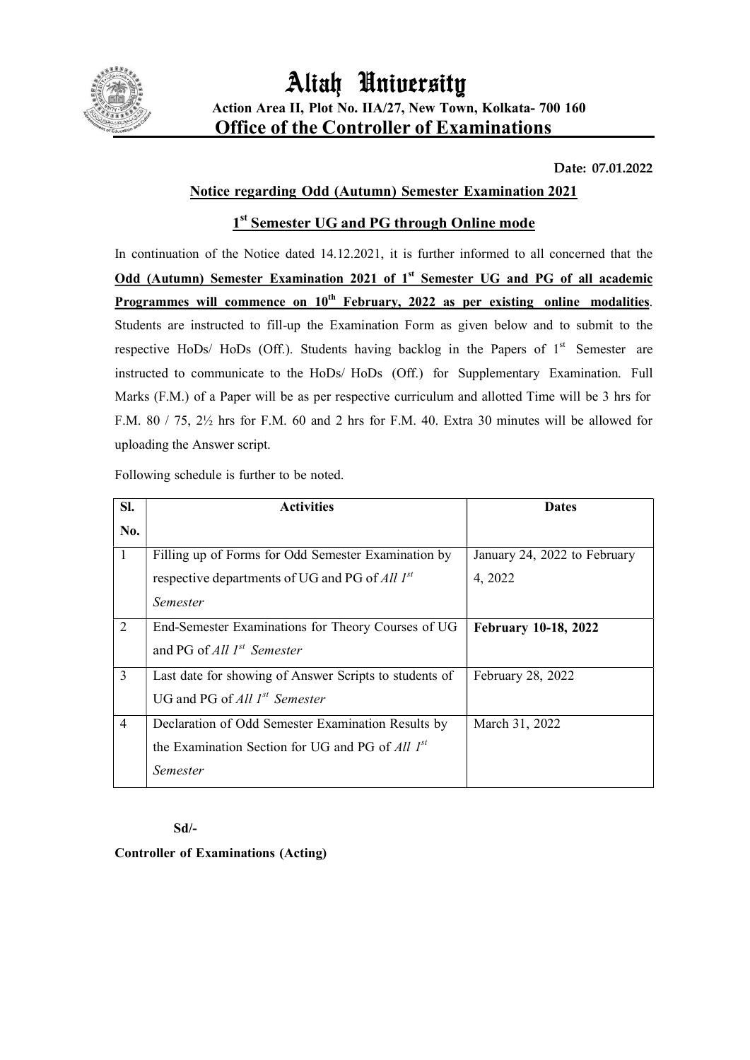# Aliah University

**Action Area II, Plot No. IIA/27, New Town, Kolkata- 700 160**

**Office of the Controller of Examinations**

**Date: 07.01.2022**

## Notice regarding Odd (Autumn) Semester Examination 2021

## 1st Semester UG and PG through Online mode

In continuation of the Notice dated 14.12.2021, it is further informed to all concerned that the **Odd (Autumn) Semester Examination 2021 of 1st Semester UG and PG of all academic Programmes will commence on 10th February, 2022 as per existing online modalities**. Students are instructed to fill-up the Examination Form as given below and to submit to the respective HoDs/ HoDs (Off.). Students having backlog in the Papers of 1st Semester are instructed to communicate to the HoDs/ HoDs (Off.) for Supplementary Examination. Full Marks (F.M.) of a Paper will be as per respective curriculum and allotted Time will be 3 hrs for F.M. 80 / 75, 2½ hrs for F.M. 60 and 2 hrs for F.M. 40. Extra 30 minutes will be allowed for uploading the Answer script.

Following schedule is further to be noted.

| Sl. No. | Activities | Dates |
|---|---|---|
| 1 | Filling up of Forms for Odd Semester Examination by respective departments of UG and PG of *All 1st Semester* | January 24, 2022 to February 4, 2022 |
| 2 | End-Semester Examinations for Theory Courses of UG and PG of *All 1st Semester* | **February 10-18, 2022** |
| 3 | Last date for showing of Answer Scripts to students of UG and PG of *All 1st Semester* | February 28, 2022 |
| 4 | Declaration of Odd Semester Examination Results by the Examination Section for UG and PG of *All 1st Semester* | March 31, 2022 |

**Sd/-**

**Controller of Examinations (Acting)**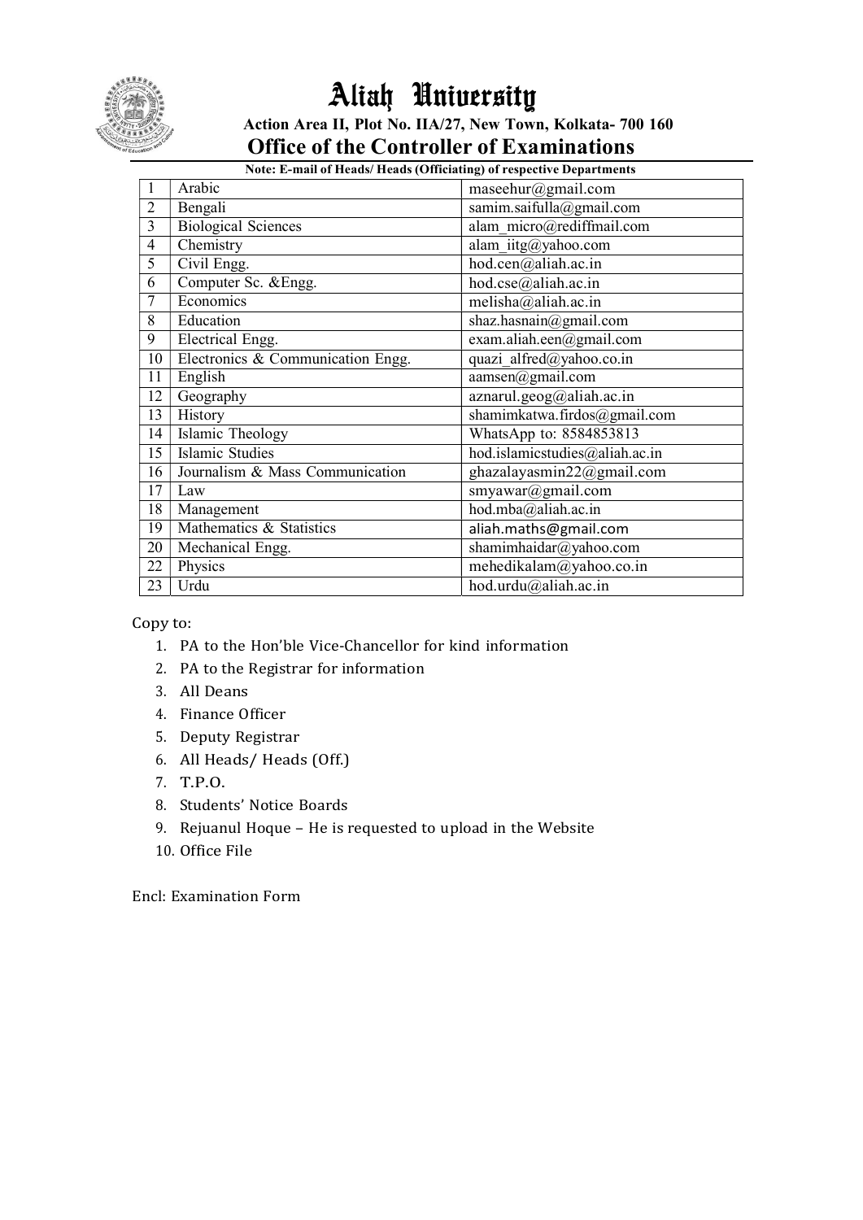# Aliah University

**Action Area II, Plot No. IIA/27, New Town, Kolkata- 700 160**

## Office of the Controller of Examinations

**Note: E-mail of Heads/ Heads (Officiating) of respective Departments**

| | | |
|---|---|---|
| 1 | Arabic | maseehur@gmail.com |
| 2 | Bengali | samim.saifulla@gmail.com |
| 3 | Biological Sciences | alam_micro@rediffmail.com |
| 4 | Chemistry | alam_iitg@yahoo.com |
| 5 | Civil Engg. | hod.cen@aliah.ac.in |
| 6 | Computer Sc. &Engg. | hod.cse@aliah.ac.in |
| 7 | Economics | melisha@aliah.ac.in |
| 8 | Education | shaz.hasnain@gmail.com |
| 9 | Electrical Engg. | exam.aliah.een@gmail.com |
| 10 | Electronics & Communication Engg. | quazi_alfred@yahoo.co.in |
| 11 | English | aamsen@gmail.com |
| 12 | Geography | aznarul.geog@aliah.ac.in |
| 13 | History | shamimkatwa.firdos@gmail.com |
| 14 | Islamic Theology | WhatsApp to: 8584853813 |
| 15 | Islamic Studies | hod.islamicstudies@aliah.ac.in |
| 16 | Journalism & Mass Communication | ghazalayasmin22@gmail.com |
| 17 | Law | smyawar@gmail.com |
| 18 | Management | hod.mba@aliah.ac.in |
| 19 | Mathematics & Statistics | aliah.maths@gmail.com |
| 20 | Mechanical Engg. | shamimhaidar@yahoo.com |
| 22 | Physics | mehedikalam@yahoo.co.in |
| 23 | Urdu | hod.urdu@aliah.ac.in |

Copy to:

1. PA to the Hon'ble Vice-Chancellor for kind information
2. PA to the Registrar for information
3. All Deans
4. Finance Officer
5. Deputy Registrar
6. All Heads/ Heads (Off.)
7. T.P.O.
8. Students' Notice Boards
9. Rejuanul Hoque – He is requested to upload in the Website
10. Office File

Encl: Examination Form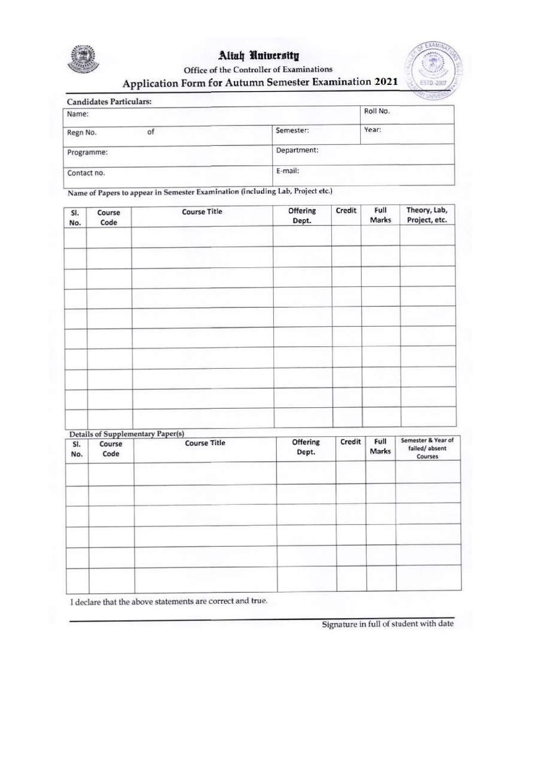# Aliah University

Office of the Controller of Examinations

## Application Form for Autumn Semester Examination 2021

**Candidates Particulars:**

| | | |
|---|---|---|
| Name: | | Roll No. |
| Regn No. of | Semester: | Year: |
| Programme: | Department: | |
| Contact no. | E-mail: | |

Name of Papers to appear in Semester Examination (including Lab, Project etc.)

| Sl. No. | Course Code | Course Title | Offering Dept. | Credit | Full Marks | Theory, Lab, Project, etc. |
|---|---|---|---|---|---|---|
| | | | | | | |
| | | | | | | |
| | | | | | | |
| | | | | | | |
| | | | | | | |
| | | | | | | |
| | | | | | | |
| | | | | | | |
| | | | | | | |
| | | | | | | |

Details of Supplementary Paper(s)

| Sl. No. | Course Code | Course Title | Offering Dept. | Credit | Full Marks | Semester & Year of failed/ absent Courses |
|---|---|---|---|---|---|---|
| | | | | | | |
| | | | | | | |
| | | | | | | |
| | | | | | | |
| | | | | | | |
| | | | | | | |

I declare that the above statements are correct and true.

Signature in full of student with date